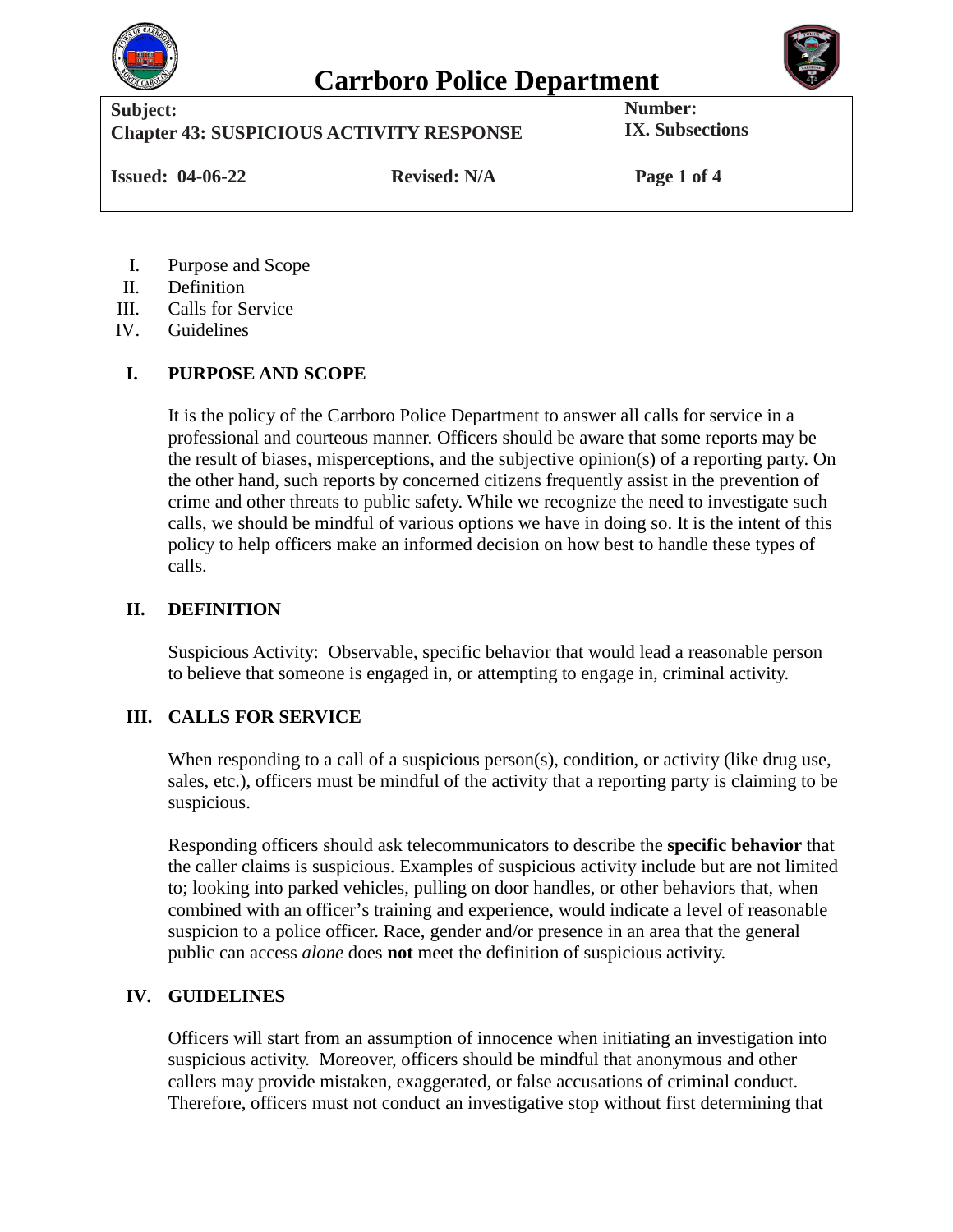# Carrboro Police Department

| Subject: Chapter 43: SUSPICIOUS ACTIVITY RESPONSE | | Number: IX. Subsections |
|---|---|---|
| **Issued: 04-06-22** | **Revised: N/A** | **Page 1 of 4** |

I. Purpose and Scope
II. Definition
III. Calls for Service
IV. Guidelines

## I. PURPOSE AND SCOPE

It is the policy of the Carrboro Police Department to answer all calls for service in a professional and courteous manner. Officers should be aware that some reports may be the result of biases, misperceptions, and the subjective opinion(s) of a reporting party. On the other hand, such reports by concerned citizens frequently assist in the prevention of crime and other threats to public safety. While we recognize the need to investigate such calls, we should be mindful of various options we have in doing so. It is the intent of this policy to help officers make an informed decision on how best to handle these types of calls.

## II. DEFINITION

Suspicious Activity: Observable, specific behavior that would lead a reasonable person to believe that someone is engaged in, or attempting to engage in, criminal activity.

## III. CALLS FOR SERVICE

When responding to a call of a suspicious person(s), condition, or activity (like drug use, sales, etc.), officers must be mindful of the activity that a reporting party is claiming to be suspicious.

Responding officers should ask telecommunicators to describe the **specific behavior** that the caller claims is suspicious. Examples of suspicious activity include but are not limited to; looking into parked vehicles, pulling on door handles, or other behaviors that, when combined with an officer's training and experience, would indicate a level of reasonable suspicion to a police officer. Race, gender and/or presence in an area that the general public can access *alone* does **not** meet the definition of suspicious activity.

## IV. GUIDELINES

Officers will start from an assumption of innocence when initiating an investigation into suspicious activity. Moreover, officers should be mindful that anonymous and other callers may provide mistaken, exaggerated, or false accusations of criminal conduct. Therefore, officers must not conduct an investigative stop without first determining that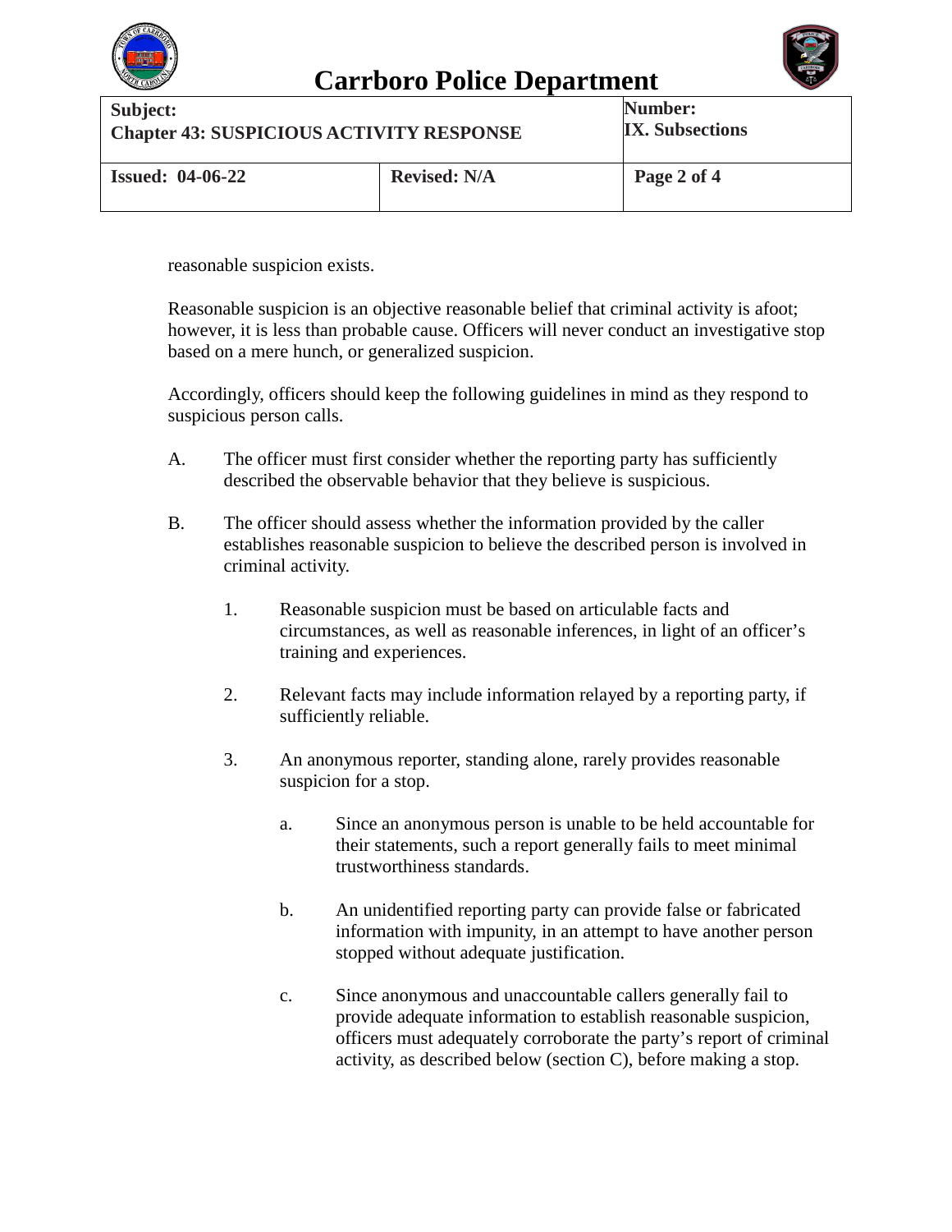reasonable suspicion exists.

Reasonable suspicion is an objective reasonable belief that criminal activity is afoot; however, it is less than probable cause. Officers will never conduct an investigative stop based on a mere hunch, or generalized suspicion.

Accordingly, officers should keep the following guidelines in mind as they respond to suspicious person calls.

A. The officer must first consider whether the reporting party has sufficiently described the observable behavior that they believe is suspicious.

B. The officer should assess whether the information provided by the caller establishes reasonable suspicion to believe the described person is involved in criminal activity.

   1. Reasonable suspicion must be based on articulable facts and circumstances, as well as reasonable inferences, in light of an officer's training and experiences.

   2. Relevant facts may include information relayed by a reporting party, if sufficiently reliable.

   3. An anonymous reporter, standing alone, rarely provides reasonable suspicion for a stop.

      a. Since an anonymous person is unable to be held accountable for their statements, such a report generally fails to meet minimal trustworthiness standards.

      b. An unidentified reporting party can provide false or fabricated information with impunity, in an attempt to have another person stopped without adequate justification.

      c. Since anonymous and unaccountable callers generally fail to provide adequate information to establish reasonable suspicion, officers must adequately corroborate the party's report of criminal activity, as described below (section C), before making a stop.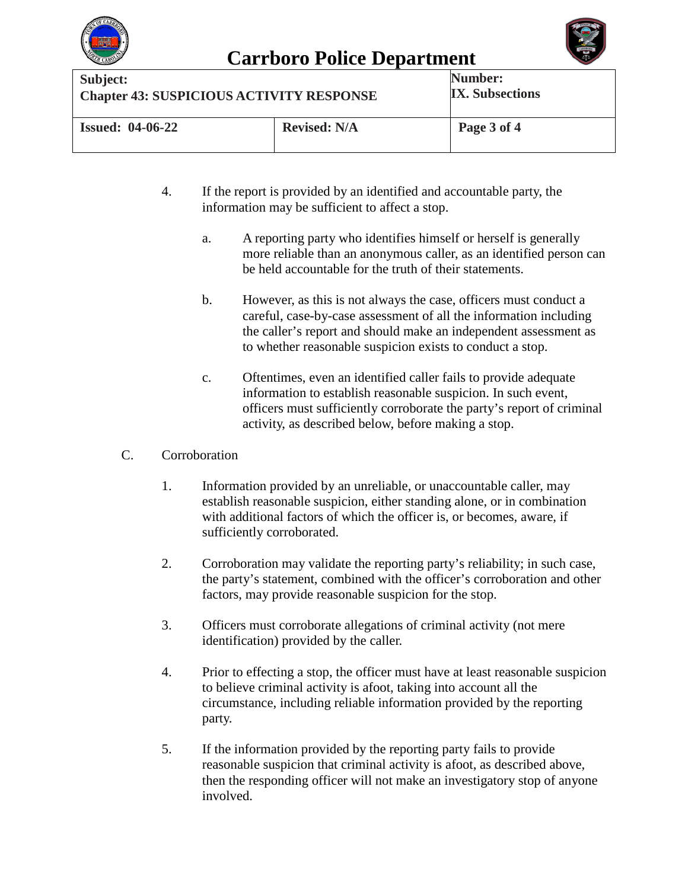4. If the report is provided by an identified and accountable party, the information may be sufficient to affect a stop.

   a. A reporting party who identifies himself or herself is generally more reliable than an anonymous caller, as an identified person can be held accountable for the truth of their statements.

   b. However, as this is not always the case, officers must conduct a careful, case-by-case assessment of all the information including the caller's report and should make an independent assessment as to whether reasonable suspicion exists to conduct a stop.

   c. Oftentimes, even an identified caller fails to provide adequate information to establish reasonable suspicion. In such event, officers must sufficiently corroborate the party's report of criminal activity, as described below, before making a stop.

C. Corroboration

1. Information provided by an unreliable, or unaccountable caller, may establish reasonable suspicion, either standing alone, or in combination with additional factors of which the officer is, or becomes, aware, if sufficiently corroborated.

2. Corroboration may validate the reporting party's reliability; in such case, the party's statement, combined with the officer's corroboration and other factors, may provide reasonable suspicion for the stop.

3. Officers must corroborate allegations of criminal activity (not mere identification) provided by the caller.

4. Prior to effecting a stop, the officer must have at least reasonable suspicion to believe criminal activity is afoot, taking into account all the circumstance, including reliable information provided by the reporting party.

5. If the information provided by the reporting party fails to provide reasonable suspicion that criminal activity is afoot, as described above, then the responding officer will not make an investigatory stop of anyone involved.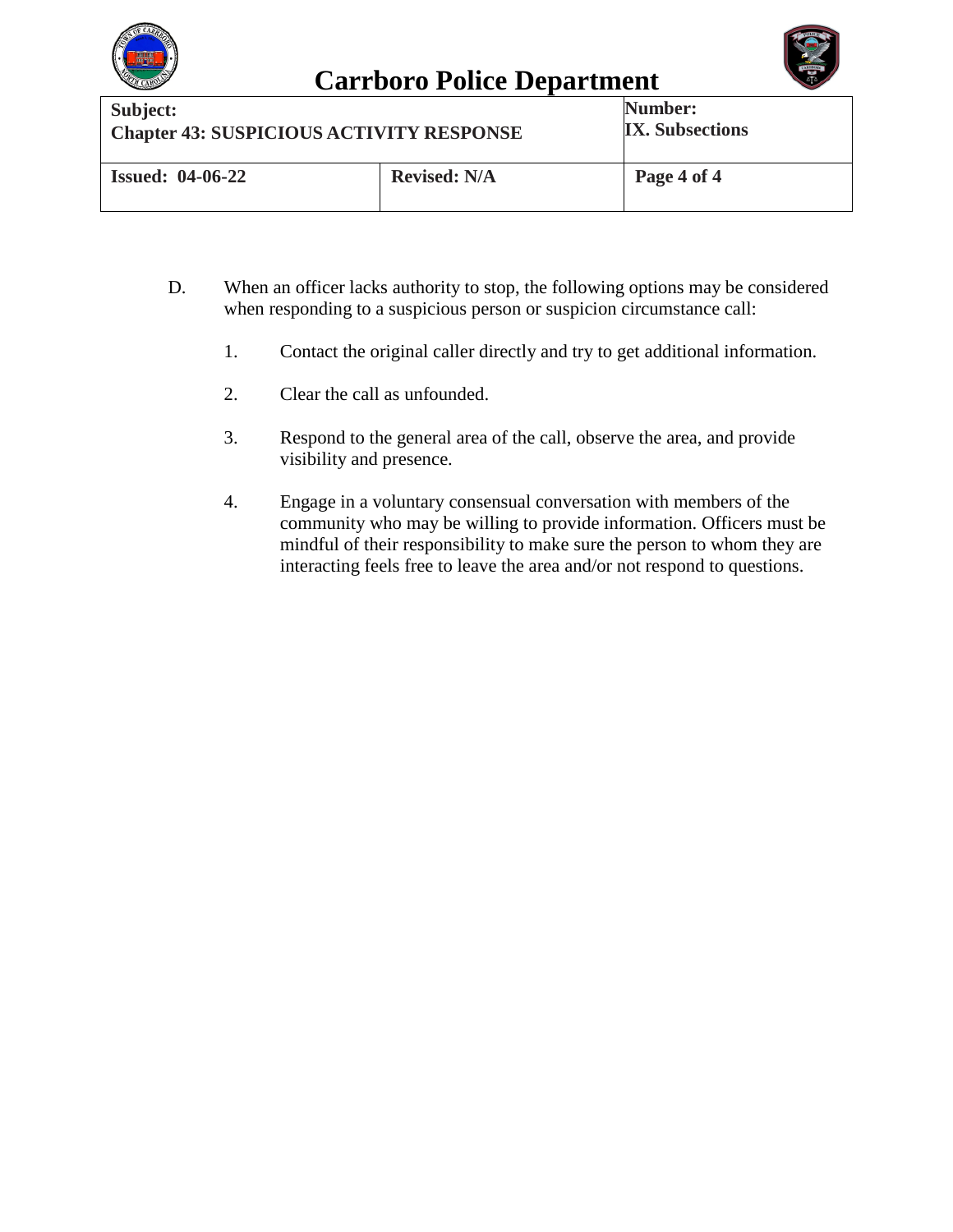D. When an officer lacks authority to stop, the following options may be considered when responding to a suspicious person or suspicion circumstance call:

1. Contact the original caller directly and try to get additional information.

2. Clear the call as unfounded.

3. Respond to the general area of the call, observe the area, and provide visibility and presence.

4. Engage in a voluntary consensual conversation with members of the community who may be willing to provide information. Officers must be mindful of their responsibility to make sure the person to whom they are interacting feels free to leave the area and/or not respond to questions.